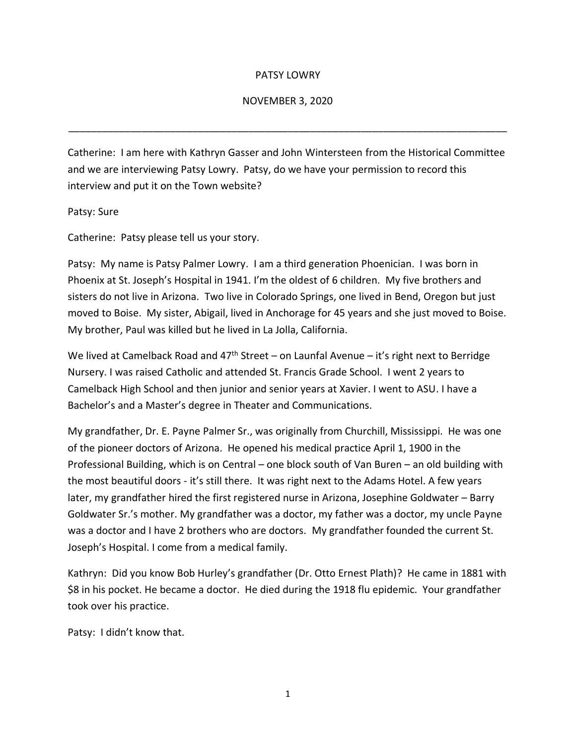PATSY LOWRY

NOVEMBER 3, 2020

---

Catherine: I am here with Kathryn Gasser and John Wintersteen from the Historical Committee and we are interviewing Patsy Lowry. Patsy, do we have your permission to record this interview and put it on the Town website?

Patsy: Sure

Catherine: Patsy please tell us your story.

Patsy: My name is Patsy Palmer Lowry. I am a third generation Phoenician. I was born in Phoenix at St. Joseph's Hospital in 1941. I'm the oldest of 6 children. My five brothers and sisters do not live in Arizona. Two live in Colorado Springs, one lived in Bend, Oregon but just moved to Boise. My sister, Abigail, lived in Anchorage for 45 years and she just moved to Boise. My brother, Paul was killed but he lived in La Jolla, California.

We lived at Camelback Road and 47th Street – on Launfal Avenue – it's right next to Berridge Nursery. I was raised Catholic and attended St. Francis Grade School. I went 2 years to Camelback High School and then junior and senior years at Xavier. I went to ASU. I have a Bachelor's and a Master's degree in Theater and Communications.

My grandfather, Dr. E. Payne Palmer Sr., was originally from Churchill, Mississippi. He was one of the pioneer doctors of Arizona. He opened his medical practice April 1, 1900 in the Professional Building, which is on Central – one block south of Van Buren – an old building with the most beautiful doors - it's still there. It was right next to the Adams Hotel. A few years later, my grandfather hired the first registered nurse in Arizona, Josephine Goldwater – Barry Goldwater Sr.'s mother. My grandfather was a doctor, my father was a doctor, my uncle Payne was a doctor and I have 2 brothers who are doctors. My grandfather founded the current St. Joseph's Hospital. I come from a medical family.

Kathryn: Did you know Bob Hurley's grandfather (Dr. Otto Ernest Plath)? He came in 1881 with $8 in his pocket. He became a doctor. He died during the 1918 flu epidemic. Your grandfather took over his practice.

Patsy: I didn't know that.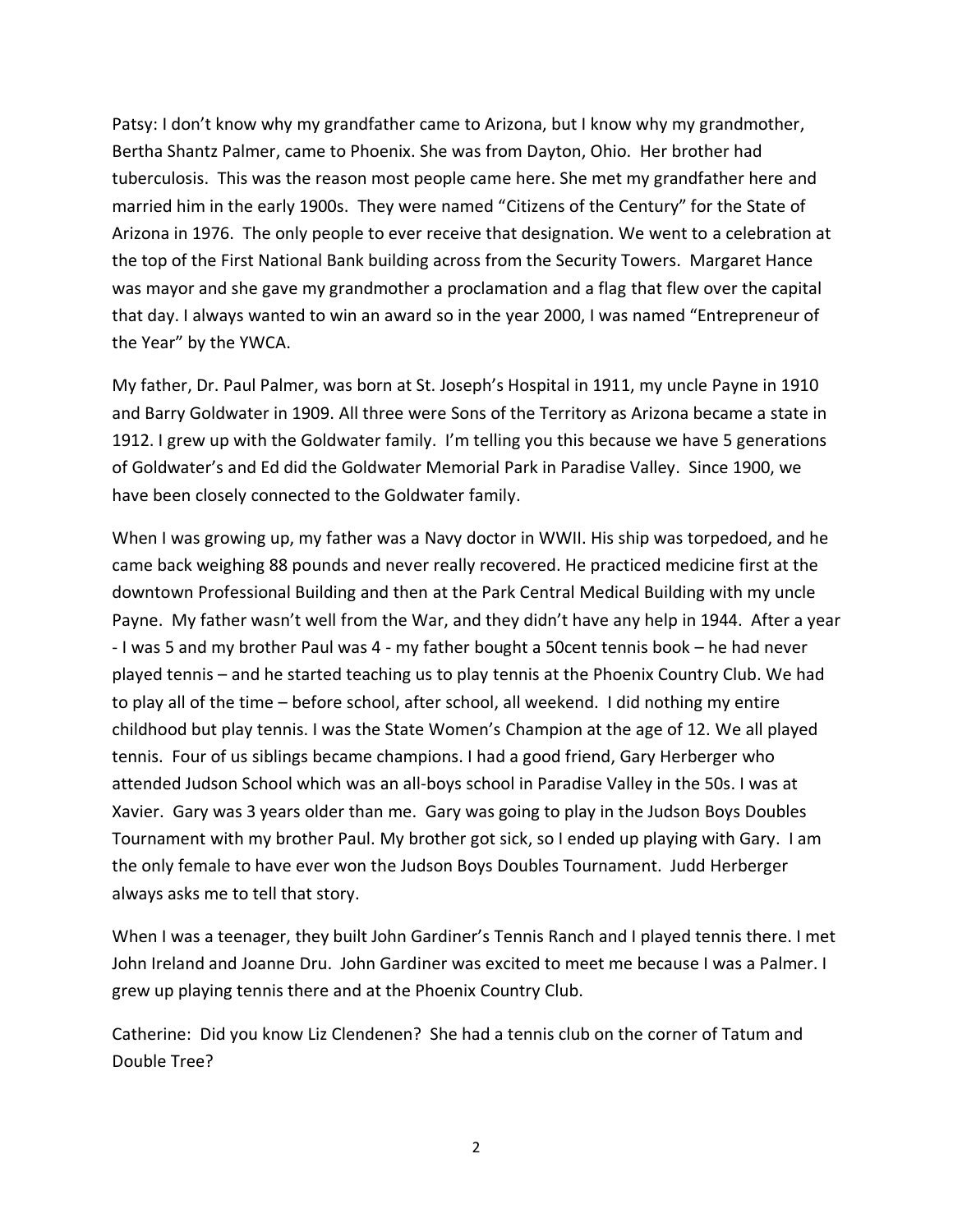Patsy: I don't know why my grandfather came to Arizona, but I know why my grandmother, Bertha Shantz Palmer, came to Phoenix. She was from Dayton, Ohio. Her brother had tuberculosis. This was the reason most people came here. She met my grandfather here and married him in the early 1900s. They were named "Citizens of the Century" for the State of Arizona in 1976. The only people to ever receive that designation. We went to a celebration at the top of the First National Bank building across from the Security Towers. Margaret Hance was mayor and she gave my grandmother a proclamation and a flag that flew over the capital that day. I always wanted to win an award so in the year 2000, I was named "Entrepreneur of the Year" by the YWCA.

My father, Dr. Paul Palmer, was born at St. Joseph's Hospital in 1911, my uncle Payne in 1910 and Barry Goldwater in 1909. All three were Sons of the Territory as Arizona became a state in 1912. I grew up with the Goldwater family. I'm telling you this because we have 5 generations of Goldwater's and Ed did the Goldwater Memorial Park in Paradise Valley. Since 1900, we have been closely connected to the Goldwater family.

When I was growing up, my father was a Navy doctor in WWII. His ship was torpedoed, and he came back weighing 88 pounds and never really recovered. He practiced medicine first at the downtown Professional Building and then at the Park Central Medical Building with my uncle Payne. My father wasn't well from the War, and they didn't have any help in 1944. After a year - I was 5 and my brother Paul was 4 - my father bought a 50cent tennis book – he had never played tennis – and he started teaching us to play tennis at the Phoenix Country Club. We had to play all of the time – before school, after school, all weekend. I did nothing my entire childhood but play tennis. I was the State Women's Champion at the age of 12. We all played tennis. Four of us siblings became champions. I had a good friend, Gary Herberger who attended Judson School which was an all-boys school in Paradise Valley in the 50s. I was at Xavier. Gary was 3 years older than me. Gary was going to play in the Judson Boys Doubles Tournament with my brother Paul. My brother got sick, so I ended up playing with Gary. I am the only female to have ever won the Judson Boys Doubles Tournament. Judd Herberger always asks me to tell that story.

When I was a teenager, they built John Gardiner's Tennis Ranch and I played tennis there. I met John Ireland and Joanne Dru. John Gardiner was excited to meet me because I was a Palmer. I grew up playing tennis there and at the Phoenix Country Club.

Catherine: Did you know Liz Clendenen? She had a tennis club on the corner of Tatum and Double Tree?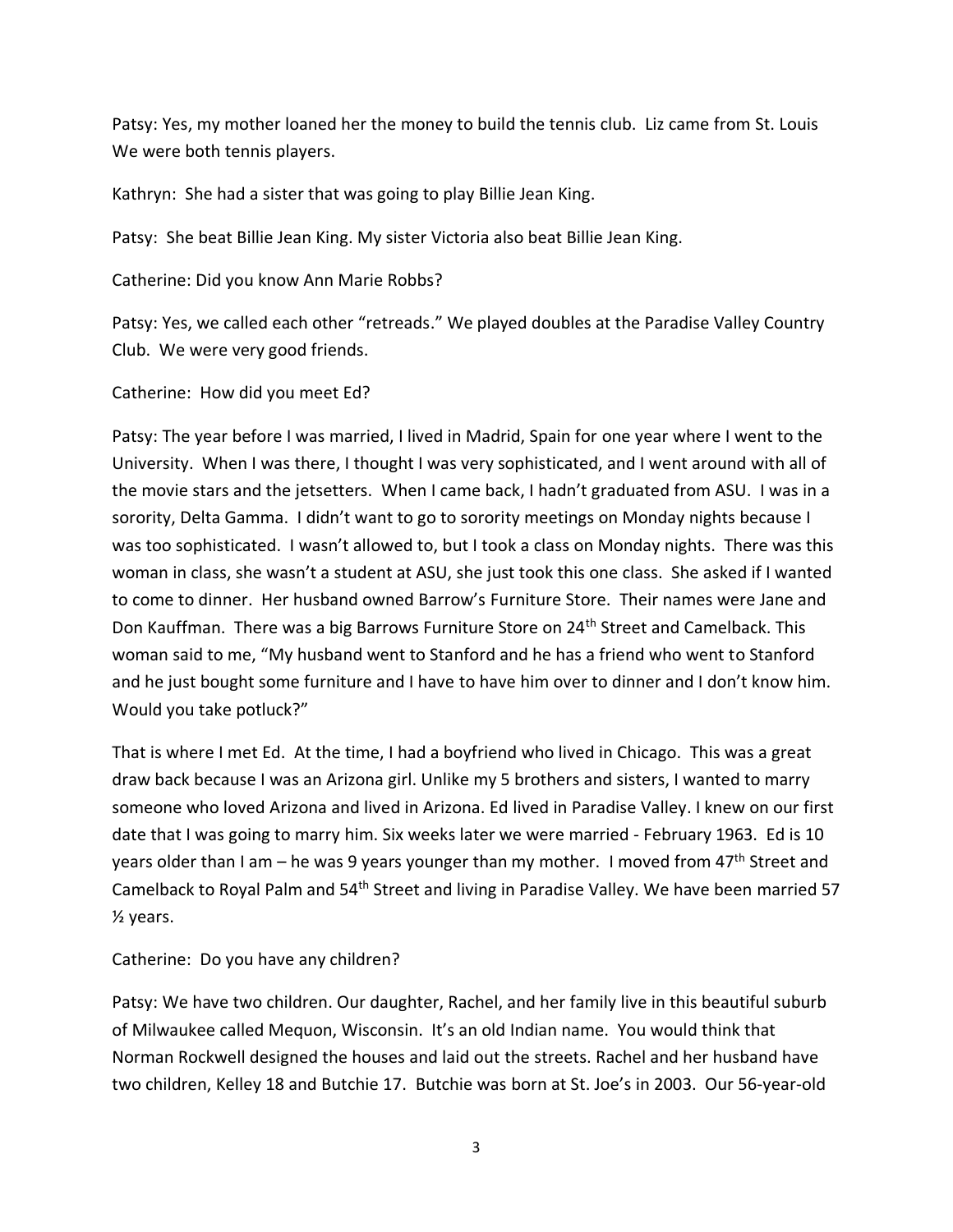Patsy: Yes, my mother loaned her the money to build the tennis club. Liz came from St. Louis We were both tennis players.

Kathryn: She had a sister that was going to play Billie Jean King.

Patsy: She beat Billie Jean King. My sister Victoria also beat Billie Jean King.

Catherine: Did you know Ann Marie Robbs?

Patsy: Yes, we called each other "retreads." We played doubles at the Paradise Valley Country Club. We were very good friends.

Catherine: How did you meet Ed?

Patsy: The year before I was married, I lived in Madrid, Spain for one year where I went to the University. When I was there, I thought I was very sophisticated, and I went around with all of the movie stars and the jetsetters. When I came back, I hadn't graduated from ASU. I was in a sorority, Delta Gamma. I didn't want to go to sorority meetings on Monday nights because I was too sophisticated. I wasn't allowed to, but I took a class on Monday nights. There was this woman in class, she wasn't a student at ASU, she just took this one class. She asked if I wanted to come to dinner. Her husband owned Barrow's Furniture Store. Their names were Jane and Don Kauffman. There was a big Barrows Furniture Store on 24th Street and Camelback. This woman said to me, "My husband went to Stanford and he has a friend who went to Stanford and he just bought some furniture and I have to have him over to dinner and I don't know him. Would you take potluck?"

That is where I met Ed. At the time, I had a boyfriend who lived in Chicago. This was a great draw back because I was an Arizona girl. Unlike my 5 brothers and sisters, I wanted to marry someone who loved Arizona and lived in Arizona. Ed lived in Paradise Valley. I knew on our first date that I was going to marry him. Six weeks later we were married - February 1963. Ed is 10 years older than I am – he was 9 years younger than my mother. I moved from 47th Street and Camelback to Royal Palm and 54th Street and living in Paradise Valley. We have been married 57 ½ years.

Catherine: Do you have any children?

Patsy: We have two children. Our daughter, Rachel, and her family live in this beautiful suburb of Milwaukee called Mequon, Wisconsin. It's an old Indian name. You would think that Norman Rockwell designed the houses and laid out the streets. Rachel and her husband have two children, Kelley 18 and Butchie 17. Butchie was born at St. Joe's in 2003. Our 56-year-old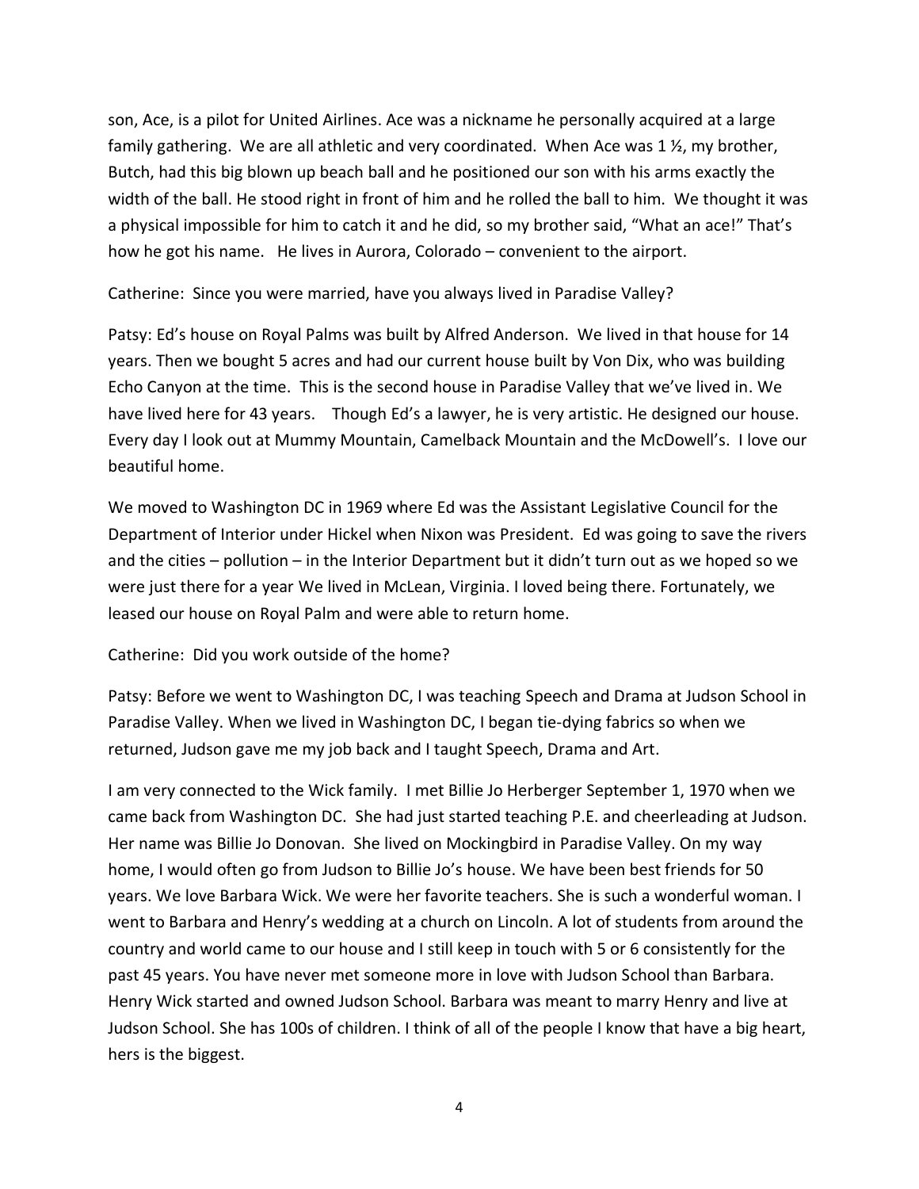son, Ace, is a pilot for United Airlines. Ace was a nickname he personally acquired at a large family gathering. We are all athletic and very coordinated. When Ace was 1 ½, my brother, Butch, had this big blown up beach ball and he positioned our son with his arms exactly the width of the ball. He stood right in front of him and he rolled the ball to him. We thought it was a physical impossible for him to catch it and he did, so my brother said, "What an ace!" That's how he got his name. He lives in Aurora, Colorado – convenient to the airport.

Catherine: Since you were married, have you always lived in Paradise Valley?

Patsy: Ed's house on Royal Palms was built by Alfred Anderson. We lived in that house for 14 years. Then we bought 5 acres and had our current house built by Von Dix, who was building Echo Canyon at the time. This is the second house in Paradise Valley that we've lived in. We have lived here for 43 years. Though Ed's a lawyer, he is very artistic. He designed our house. Every day I look out at Mummy Mountain, Camelback Mountain and the McDowell's. I love our beautiful home.

We moved to Washington DC in 1969 where Ed was the Assistant Legislative Council for the Department of Interior under Hickel when Nixon was President. Ed was going to save the rivers and the cities – pollution – in the Interior Department but it didn't turn out as we hoped so we were just there for a year We lived in McLean, Virginia. I loved being there. Fortunately, we leased our house on Royal Palm and were able to return home.

Catherine: Did you work outside of the home?

Patsy: Before we went to Washington DC, I was teaching Speech and Drama at Judson School in Paradise Valley. When we lived in Washington DC, I began tie-dying fabrics so when we returned, Judson gave me my job back and I taught Speech, Drama and Art.

I am very connected to the Wick family. I met Billie Jo Herberger September 1, 1970 when we came back from Washington DC. She had just started teaching P.E. and cheerleading at Judson. Her name was Billie Jo Donovan. She lived on Mockingbird in Paradise Valley. On my way home, I would often go from Judson to Billie Jo's house. We have been best friends for 50 years. We love Barbara Wick. We were her favorite teachers. She is such a wonderful woman. I went to Barbara and Henry's wedding at a church on Lincoln. A lot of students from around the country and world came to our house and I still keep in touch with 5 or 6 consistently for the past 45 years. You have never met someone more in love with Judson School than Barbara. Henry Wick started and owned Judson School. Barbara was meant to marry Henry and live at Judson School. She has 100s of children. I think of all of the people I know that have a big heart, hers is the biggest.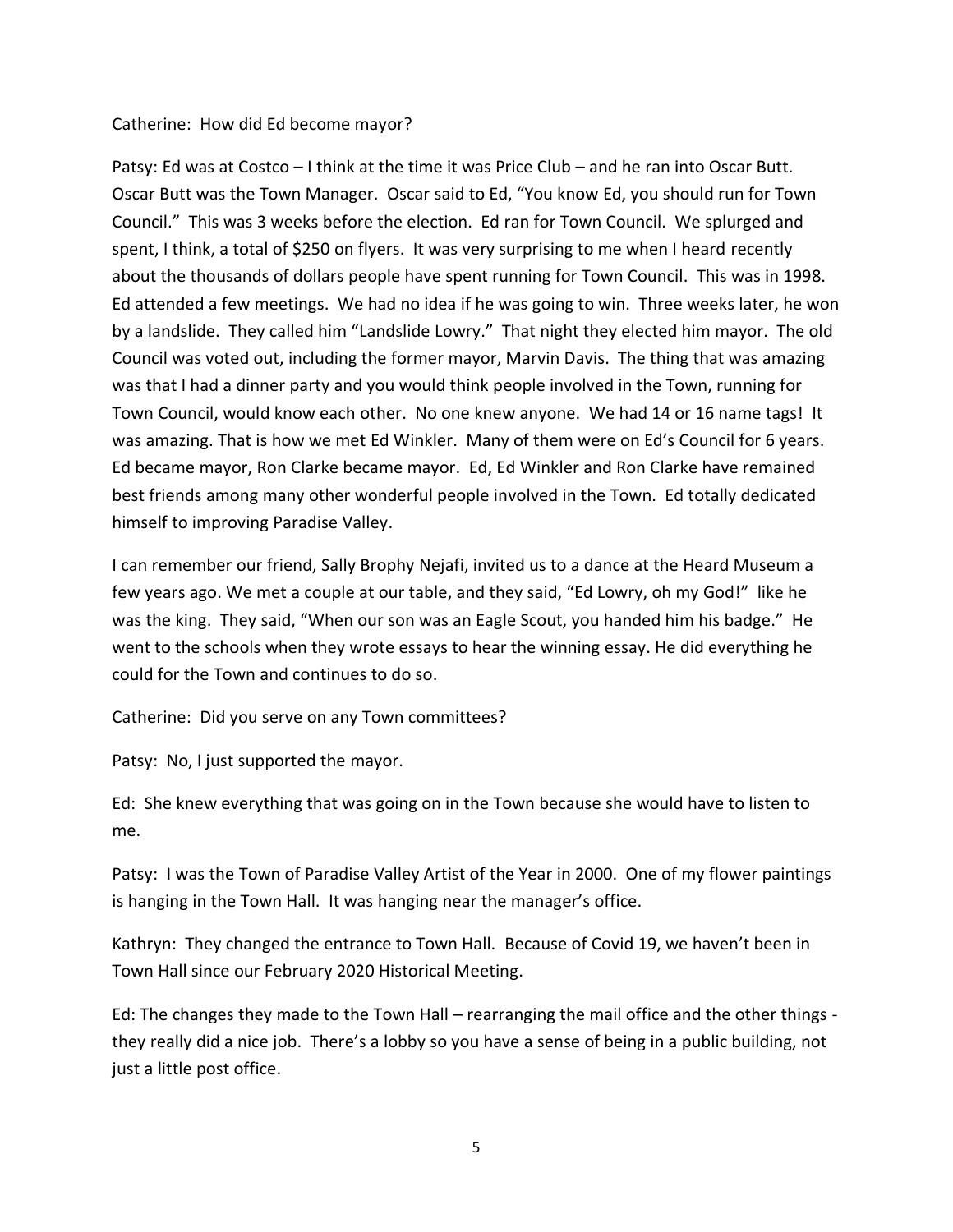Catherine: How did Ed become mayor?

Patsy: Ed was at Costco – I think at the time it was Price Club – and he ran into Oscar Butt. Oscar Butt was the Town Manager. Oscar said to Ed, "You know Ed, you should run for Town Council." This was 3 weeks before the election. Ed ran for Town Council. We splurged and spent, I think, a total of $250 on flyers. It was very surprising to me when I heard recently about the thousands of dollars people have spent running for Town Council. This was in 1998. Ed attended a few meetings. We had no idea if he was going to win. Three weeks later, he won by a landslide. They called him "Landslide Lowry." That night they elected him mayor. The old Council was voted out, including the former mayor, Marvin Davis. The thing that was amazing was that I had a dinner party and you would think people involved in the Town, running for Town Council, would know each other. No one knew anyone. We had 14 or 16 name tags! It was amazing. That is how we met Ed Winkler. Many of them were on Ed's Council for 6 years. Ed became mayor, Ron Clarke became mayor. Ed, Ed Winkler and Ron Clarke have remained best friends among many other wonderful people involved in the Town. Ed totally dedicated himself to improving Paradise Valley.

I can remember our friend, Sally Brophy Nejafi, invited us to a dance at the Heard Museum a few years ago. We met a couple at our table, and they said, "Ed Lowry, oh my God!" like he was the king. They said, "When our son was an Eagle Scout, you handed him his badge." He went to the schools when they wrote essays to hear the winning essay. He did everything he could for the Town and continues to do so.

Catherine: Did you serve on any Town committees?

Patsy: No, I just supported the mayor.

Ed: She knew everything that was going on in the Town because she would have to listen to me.

Patsy: I was the Town of Paradise Valley Artist of the Year in 2000. One of my flower paintings is hanging in the Town Hall. It was hanging near the manager's office.

Kathryn: They changed the entrance to Town Hall. Because of Covid 19, we haven't been in Town Hall since our February 2020 Historical Meeting.

Ed: The changes they made to the Town Hall – rearranging the mail office and the other things - they really did a nice job. There's a lobby so you have a sense of being in a public building, not just a little post office.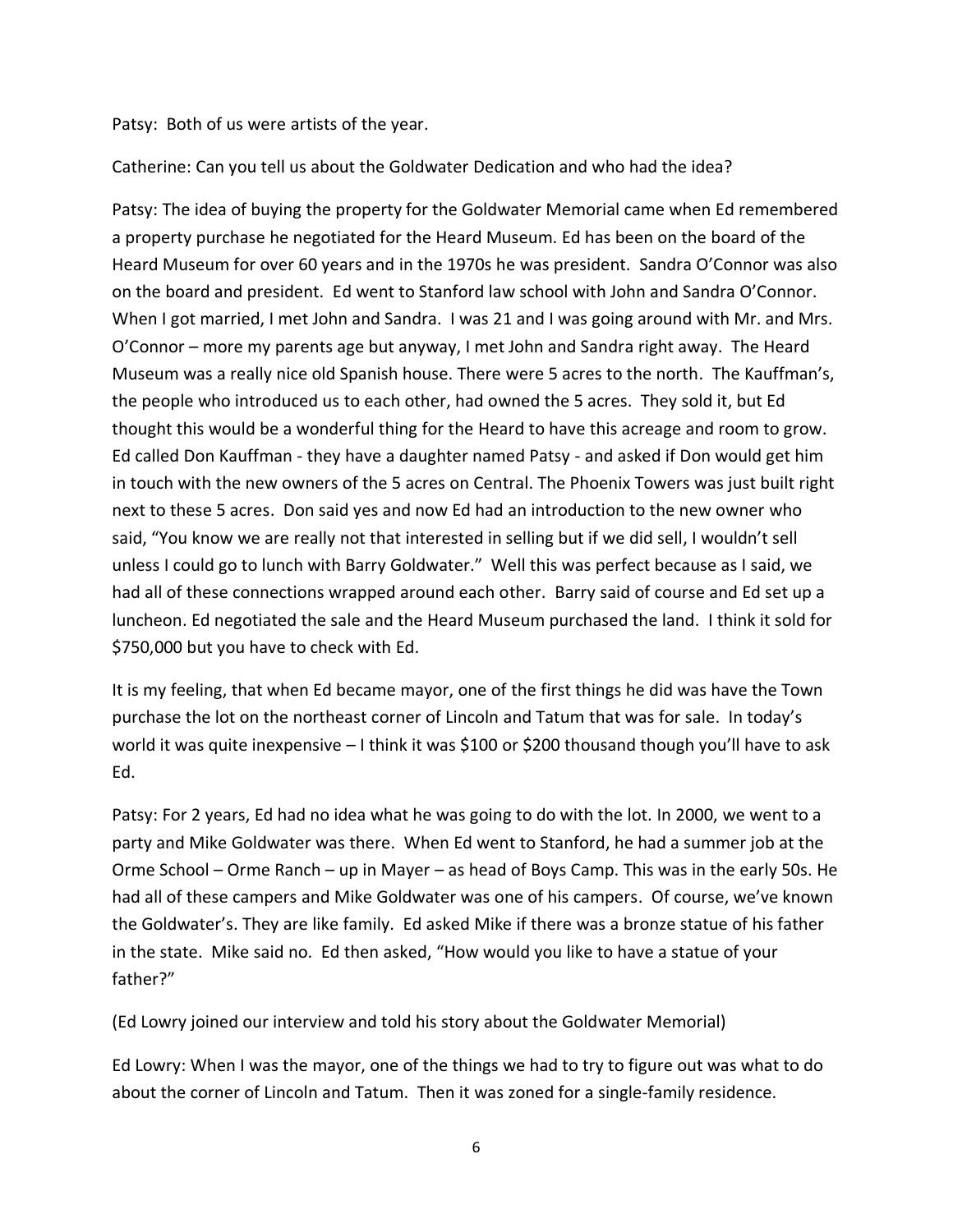Patsy: Both of us were artists of the year.

Catherine: Can you tell us about the Goldwater Dedication and who had the idea?

Patsy: The idea of buying the property for the Goldwater Memorial came when Ed remembered a property purchase he negotiated for the Heard Museum. Ed has been on the board of the Heard Museum for over 60 years and in the 1970s he was president. Sandra O'Connor was also on the board and president. Ed went to Stanford law school with John and Sandra O'Connor. When I got married, I met John and Sandra. I was 21 and I was going around with Mr. and Mrs. O'Connor – more my parents age but anyway, I met John and Sandra right away. The Heard Museum was a really nice old Spanish house. There were 5 acres to the north. The Kauffman's, the people who introduced us to each other, had owned the 5 acres. They sold it, but Ed thought this would be a wonderful thing for the Heard to have this acreage and room to grow. Ed called Don Kauffman - they have a daughter named Patsy - and asked if Don would get him in touch with the new owners of the 5 acres on Central. The Phoenix Towers was just built right next to these 5 acres. Don said yes and now Ed had an introduction to the new owner who said, "You know we are really not that interested in selling but if we did sell, I wouldn't sell unless I could go to lunch with Barry Goldwater." Well this was perfect because as I said, we had all of these connections wrapped around each other. Barry said of course and Ed set up a luncheon. Ed negotiated the sale and the Heard Museum purchased the land. I think it sold for $750,000 but you have to check with Ed.

It is my feeling, that when Ed became mayor, one of the first things he did was have the Town purchase the lot on the northeast corner of Lincoln and Tatum that was for sale. In today's world it was quite inexpensive – I think it was $100 or $200 thousand though you'll have to ask Ed.

Patsy: For 2 years, Ed had no idea what he was going to do with the lot. In 2000, we went to a party and Mike Goldwater was there. When Ed went to Stanford, he had a summer job at the Orme School – Orme Ranch – up in Mayer – as head of Boys Camp. This was in the early 50s. He had all of these campers and Mike Goldwater was one of his campers. Of course, we've known the Goldwater's. They are like family. Ed asked Mike if there was a bronze statue of his father in the state. Mike said no. Ed then asked, "How would you like to have a statue of your father?"

(Ed Lowry joined our interview and told his story about the Goldwater Memorial)

Ed Lowry: When I was the mayor, one of the things we had to try to figure out was what to do about the corner of Lincoln and Tatum. Then it was zoned for a single-family residence.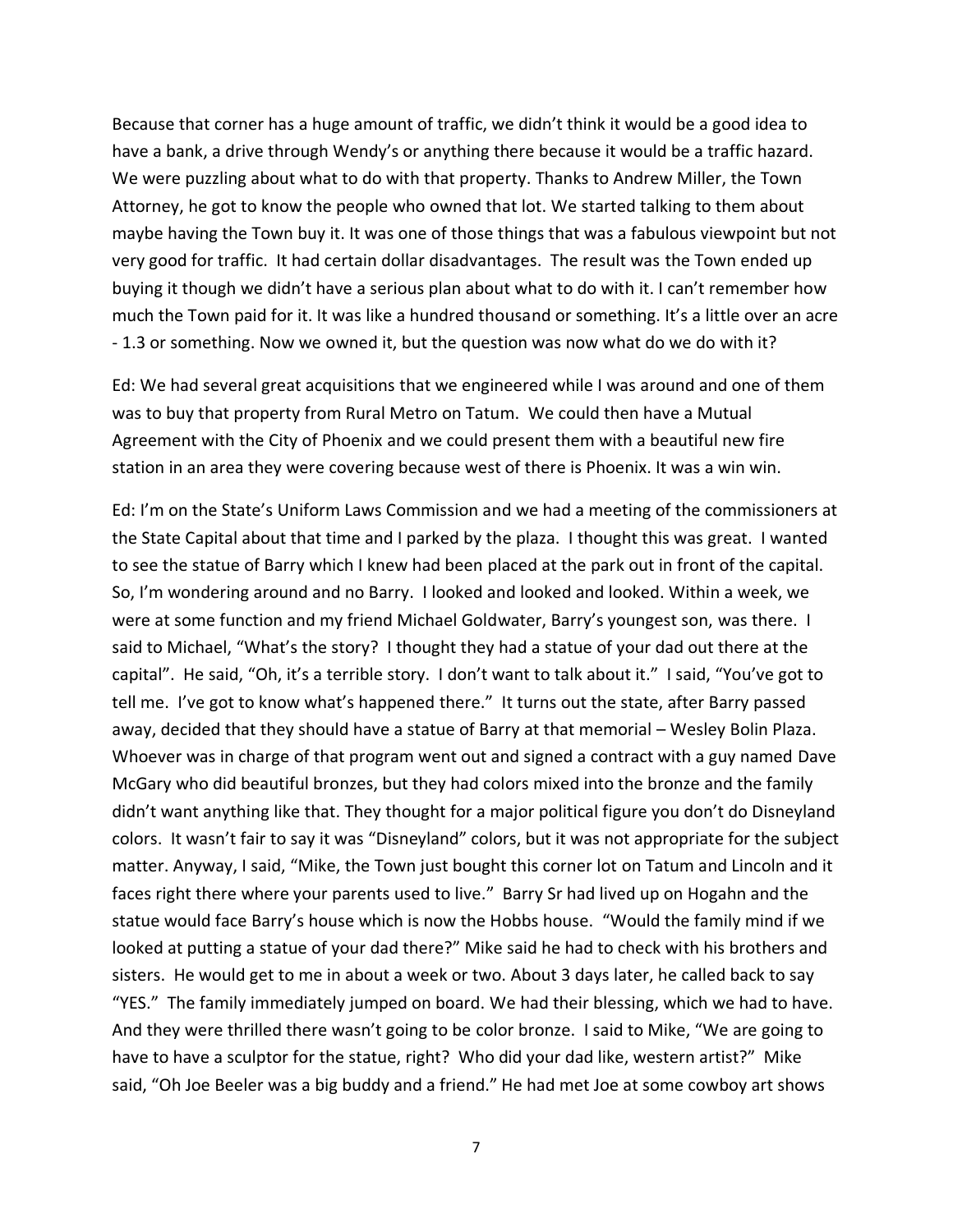Because that corner has a huge amount of traffic, we didn't think it would be a good idea to have a bank, a drive through Wendy's or anything there because it would be a traffic hazard. We were puzzling about what to do with that property. Thanks to Andrew Miller, the Town Attorney, he got to know the people who owned that lot. We started talking to them about maybe having the Town buy it. It was one of those things that was a fabulous viewpoint but not very good for traffic. It had certain dollar disadvantages. The result was the Town ended up buying it though we didn't have a serious plan about what to do with it. I can't remember how much the Town paid for it. It was like a hundred thousand or something. It's a little over an acre - 1.3 or something. Now we owned it, but the question was now what do we do with it?

Ed: We had several great acquisitions that we engineered while I was around and one of them was to buy that property from Rural Metro on Tatum. We could then have a Mutual Agreement with the City of Phoenix and we could present them with a beautiful new fire station in an area they were covering because west of there is Phoenix. It was a win win.

Ed: I'm on the State's Uniform Laws Commission and we had a meeting of the commissioners at the State Capital about that time and I parked by the plaza. I thought this was great. I wanted to see the statue of Barry which I knew had been placed at the park out in front of the capital. So, I'm wondering around and no Barry. I looked and looked and looked. Within a week, we were at some function and my friend Michael Goldwater, Barry's youngest son, was there. I said to Michael, "What's the story? I thought they had a statue of your dad out there at the capital". He said, "Oh, it's a terrible story. I don't want to talk about it." I said, "You've got to tell me. I've got to know what's happened there." It turns out the state, after Barry passed away, decided that they should have a statue of Barry at that memorial – Wesley Bolin Plaza. Whoever was in charge of that program went out and signed a contract with a guy named Dave McGary who did beautiful bronzes, but they had colors mixed into the bronze and the family didn't want anything like that. They thought for a major political figure you don't do Disneyland colors. It wasn't fair to say it was "Disneyland" colors, but it was not appropriate for the subject matter. Anyway, I said, "Mike, the Town just bought this corner lot on Tatum and Lincoln and it faces right there where your parents used to live." Barry Sr had lived up on Hogahn and the statue would face Barry's house which is now the Hobbs house. "Would the family mind if we looked at putting a statue of your dad there?" Mike said he had to check with his brothers and sisters. He would get to me in about a week or two. About 3 days later, he called back to say "YES." The family immediately jumped on board. We had their blessing, which we had to have. And they were thrilled there wasn't going to be color bronze. I said to Mike, "We are going to have to have a sculptor for the statue, right? Who did your dad like, western artist?" Mike said, "Oh Joe Beeler was a big buddy and a friend." He had met Joe at some cowboy art shows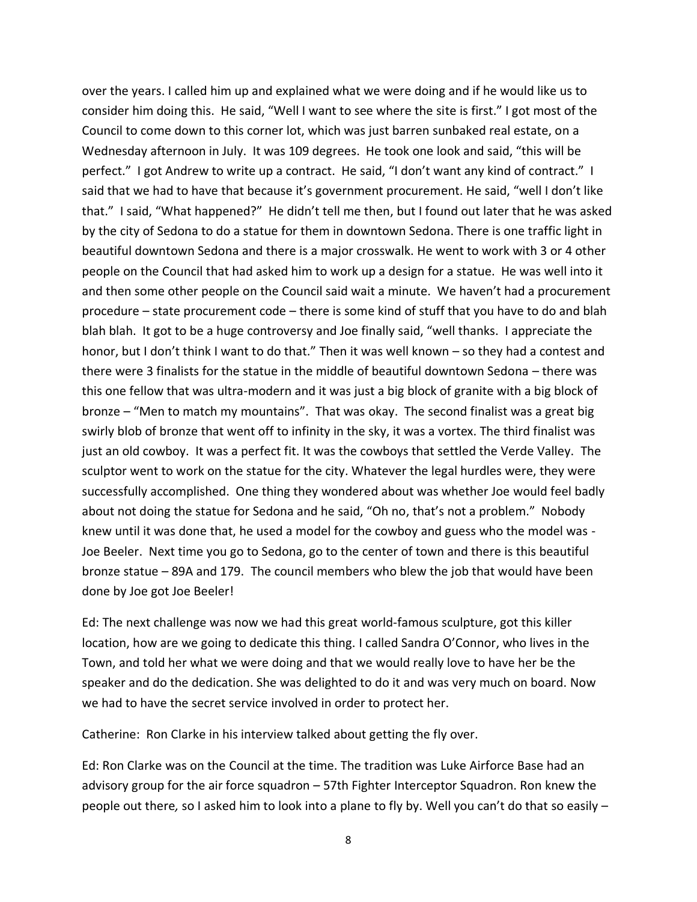over the years. I called him up and explained what we were doing and if he would like us to consider him doing this. He said, "Well I want to see where the site is first." I got most of the Council to come down to this corner lot, which was just barren sunbaked real estate, on a Wednesday afternoon in July. It was 109 degrees. He took one look and said, "this will be perfect." I got Andrew to write up a contract. He said, "I don't want any kind of contract." I said that we had to have that because it's government procurement. He said, "well I don't like that." I said, "What happened?" He didn't tell me then, but I found out later that he was asked by the city of Sedona to do a statue for them in downtown Sedona. There is one traffic light in beautiful downtown Sedona and there is a major crosswalk. He went to work with 3 or 4 other people on the Council that had asked him to work up a design for a statue. He was well into it and then some other people on the Council said wait a minute. We haven't had a procurement procedure – state procurement code – there is some kind of stuff that you have to do and blah blah blah. It got to be a huge controversy and Joe finally said, "well thanks. I appreciate the honor, but I don't think I want to do that." Then it was well known – so they had a contest and there were 3 finalists for the statue in the middle of beautiful downtown Sedona – there was this one fellow that was ultra-modern and it was just a big block of granite with a big block of bronze – "Men to match my mountains". That was okay. The second finalist was a great big swirly blob of bronze that went off to infinity in the sky, it was a vortex. The third finalist was just an old cowboy. It was a perfect fit. It was the cowboys that settled the Verde Valley. The sculptor went to work on the statue for the city. Whatever the legal hurdles were, they were successfully accomplished. One thing they wondered about was whether Joe would feel badly about not doing the statue for Sedona and he said, "Oh no, that's not a problem." Nobody knew until it was done that, he used a model for the cowboy and guess who the model was - Joe Beeler. Next time you go to Sedona, go to the center of town and there is this beautiful bronze statue – 89A and 179. The council members who blew the job that would have been done by Joe got Joe Beeler!

Ed: The next challenge was now we had this great world-famous sculpture, got this killer location, how are we going to dedicate this thing. I called Sandra O'Connor, who lives in the Town, and told her what we were doing and that we would really love to have her be the speaker and do the dedication. She was delighted to do it and was very much on board. Now we had to have the secret service involved in order to protect her.

Catherine: Ron Clarke in his interview talked about getting the fly over.

Ed: Ron Clarke was on the Council at the time. The tradition was Luke Airforce Base had an advisory group for the air force squadron – 57th Fighter Interceptor Squadron. Ron knew the people out there, so I asked him to look into a plane to fly by. Well you can't do that so easily –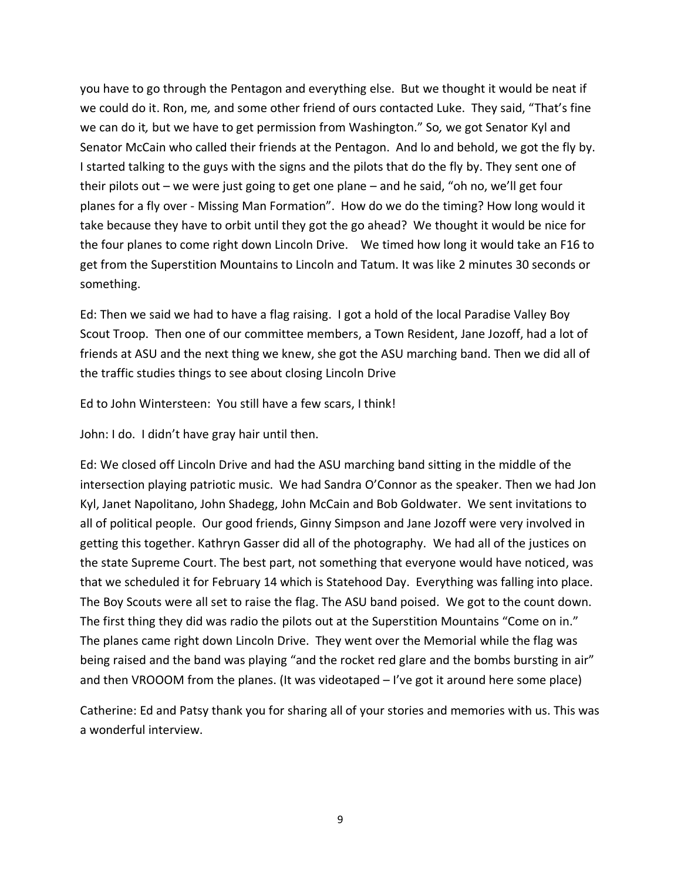you have to go through the Pentagon and everything else. But we thought it would be neat if we could do it. Ron, me, and some other friend of ours contacted Luke. They said, "That's fine we can do it, but we have to get permission from Washington." So, we got Senator Kyl and Senator McCain who called their friends at the Pentagon. And lo and behold, we got the fly by. I started talking to the guys with the signs and the pilots that do the fly by. They sent one of their pilots out – we were just going to get one plane – and he said, "oh no, we'll get four planes for a fly over - Missing Man Formation". How do we do the timing? How long would it take because they have to orbit until they got the go ahead? We thought it would be nice for the four planes to come right down Lincoln Drive. We timed how long it would take an F16 to get from the Superstition Mountains to Lincoln and Tatum. It was like 2 minutes 30 seconds or something.

Ed: Then we said we had to have a flag raising. I got a hold of the local Paradise Valley Boy Scout Troop. Then one of our committee members, a Town Resident, Jane Jozoff, had a lot of friends at ASU and the next thing we knew, she got the ASU marching band. Then we did all of the traffic studies things to see about closing Lincoln Drive

Ed to John Wintersteen: You still have a few scars, I think!

John: I do. I didn't have gray hair until then.

Ed: We closed off Lincoln Drive and had the ASU marching band sitting in the middle of the intersection playing patriotic music. We had Sandra O'Connor as the speaker. Then we had Jon Kyl, Janet Napolitano, John Shadegg, John McCain and Bob Goldwater. We sent invitations to all of political people. Our good friends, Ginny Simpson and Jane Jozoff were very involved in getting this together. Kathryn Gasser did all of the photography. We had all of the justices on the state Supreme Court. The best part, not something that everyone would have noticed, was that we scheduled it for February 14 which is Statehood Day. Everything was falling into place. The Boy Scouts were all set to raise the flag. The ASU band poised. We got to the count down. The first thing they did was radio the pilots out at the Superstition Mountains "Come on in." The planes came right down Lincoln Drive. They went over the Memorial while the flag was being raised and the band was playing "and the rocket red glare and the bombs bursting in air" and then VROOOM from the planes. (It was videotaped – I've got it around here some place)

Catherine: Ed and Patsy thank you for sharing all of your stories and memories with us. This was a wonderful interview.